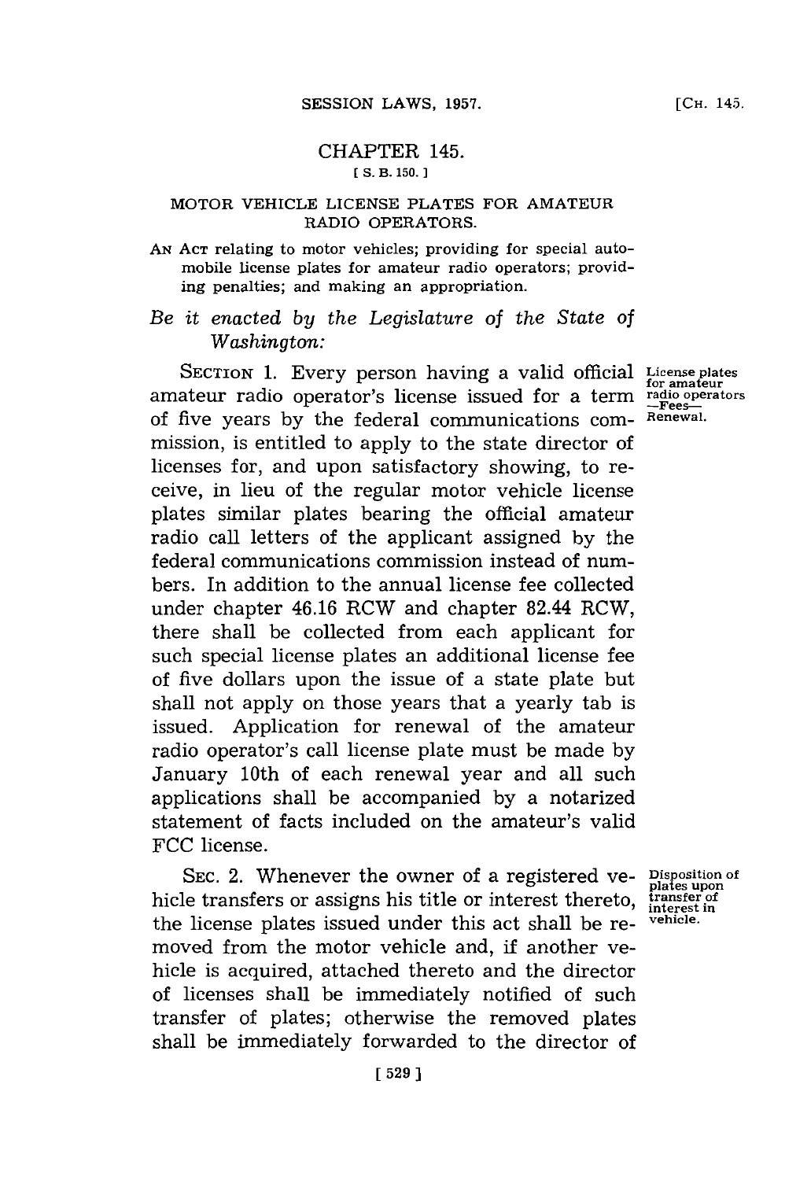## CHAPTER 145.

[ S. B. 150. ]

### MOTOR VEHICLE LICENSE PLATES FOR AMATEUR RADIO OPERATORS.

AN ACT relating to motor vehicles; providing for special automobile license plates for amateur radio operators; providing penalties; and making an appropriation.

*Be it enacted by the Legislature of the State of Washington:*

SECTION 1. Every person having a valid official amateur radio operator's license issued for a term of five years by the federal communications commission, is entitled to apply to the state director of licenses for, and upon satisfactory showing, to receive, in lieu of the regular motor vehicle license plates similar plates bearing the official amateur radio call letters of the applicant assigned by the federal communications commission instead of numbers. In addition to the annual license fee collected under chapter 46.16 RCW and chapter 82.44 RCW, there shall be collected from each applicant for such special license plates an additional license fee of five dollars upon the issue of a state plate but shall not apply on those years that a yearly tab is issued. Application for renewal of the amateur radio operator's call license plate must be made by January 10th of each renewal year and all such applications shall be accompanied by a notarized statement of facts included on the amateur's valid FCC license.

License plates for amateur radio operators —Fees— Renewal.

SEC. 2. Whenever the owner of a registered vehicle transfers or assigns his title or interest thereto, the license plates issued under this act shall be removed from the motor vehicle and, if another vehicle is acquired, attached thereto and the director of licenses shall be immediately notified of such transfer of plates; otherwise the removed plates shall be immediately forwarded to the director of

Disposition of plates upon transfer of interest in vehicle.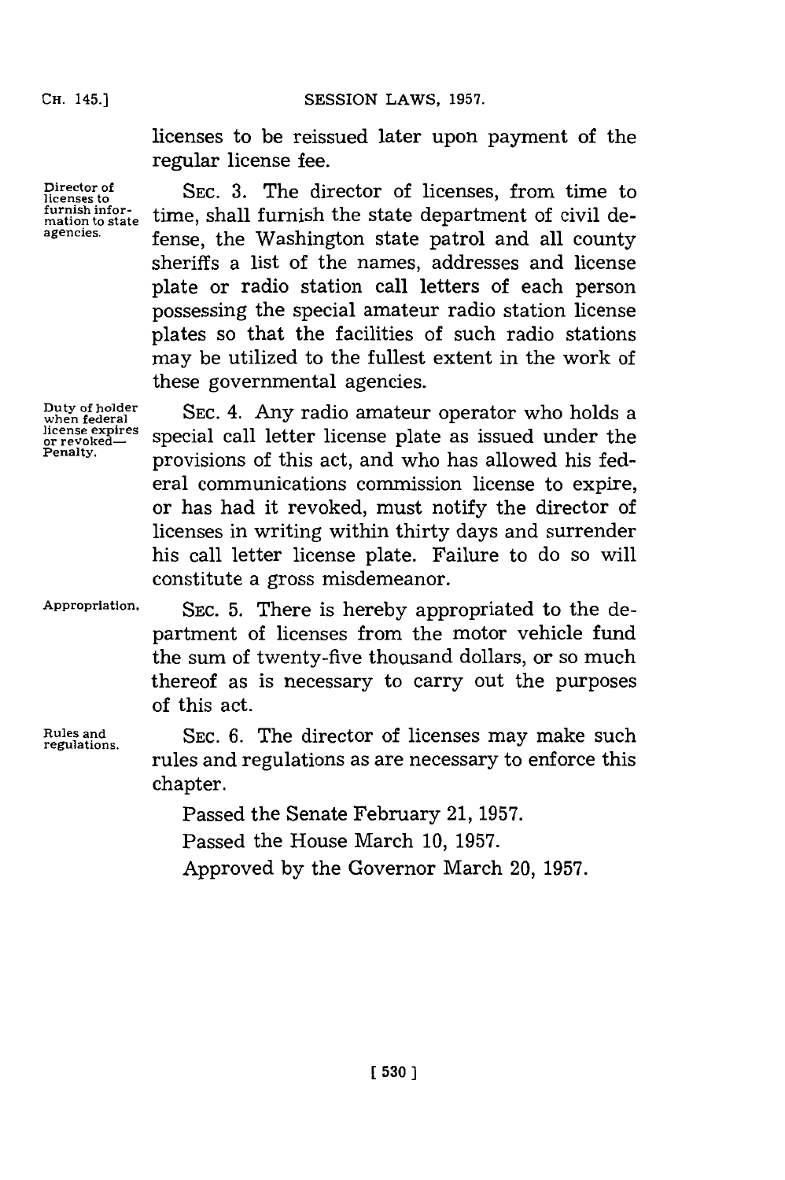licenses to be reissued later upon payment of the regular license fee.

Director of licenses to furnish information to state agencies.

SEC. 3. The director of licenses, from time to time, shall furnish the state department of civil defense, the Washington state patrol and all county sheriffs a list of the names, addresses and license plate or radio station call letters of each person possessing the special amateur radio station license plates so that the facilities of such radio stations may be utilized to the fullest extent in the work of these governmental agencies.

Duty of holder when federal license expires or revoked—Penalty.

SEC. 4. Any radio amateur operator who holds a special call letter license plate as issued under the provisions of this act, and who has allowed his federal communications commission license to expire, or has had it revoked, must notify the director of licenses in writing within thirty days and surrender his call letter license plate. Failure to do so will constitute a gross misdemeanor.

Appropriation.

SEC. 5. There is hereby appropriated to the department of licenses from the motor vehicle fund the sum of twenty-five thousand dollars, or so much thereof as is necessary to carry out the purposes of this act.

Rules and regulations.

SEC. 6. The director of licenses may make such rules and regulations as are necessary to enforce this chapter.

Passed the Senate February 21, 1957.

Passed the House March 10, 1957.

Approved by the Governor March 20, 1957.